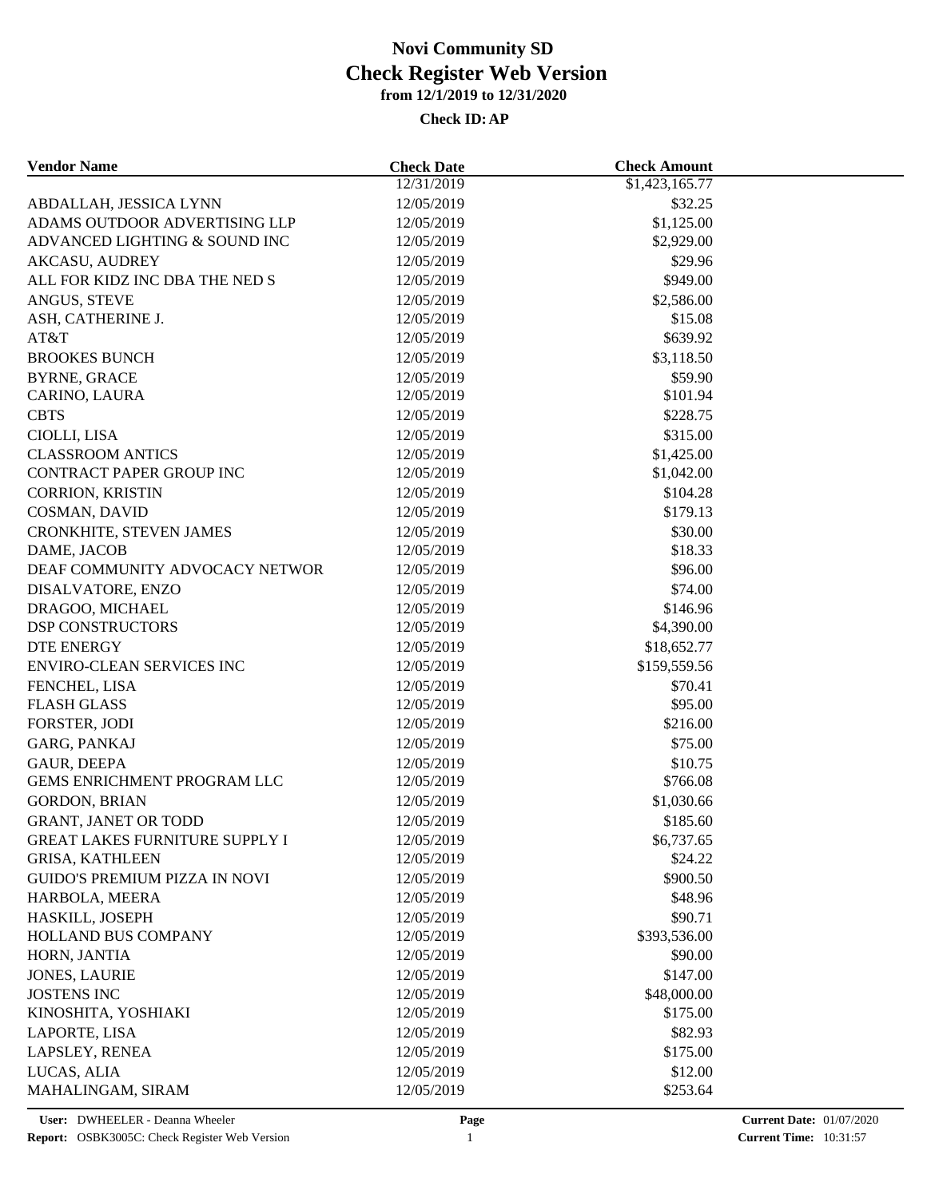# Novi Community SD
## Check Register Web Version
### from 12/1/2019 to 12/31/2020

**Check ID: AP**

| Vendor Name | Check Date | Check Amount |
|---|---|---|
| | 12/31/2019 | $1,423,165.77 |
| ABDALLAH, JESSICA LYNN | 12/05/2019 | $32.25 |
| ADAMS OUTDOOR ADVERTISING LLP | 12/05/2019 | $1,125.00 |
| ADVANCED LIGHTING & SOUND INC | 12/05/2019 | $2,929.00 |
| AKCASU, AUDREY | 12/05/2019 | $29.96 |
| ALL FOR KIDZ INC DBA THE NED S | 12/05/2019 | $949.00 |
| ANGUS, STEVE | 12/05/2019 | $2,586.00 |
| ASH, CATHERINE J. | 12/05/2019 | $15.08 |
| AT&T | 12/05/2019 | $639.92 |
| BROOKES BUNCH | 12/05/2019 | $3,118.50 |
| BYRNE, GRACE | 12/05/2019 | $59.90 |
| CARINO, LAURA | 12/05/2019 | $101.94 |
| CBTS | 12/05/2019 | $228.75 |
| CIOLLI, LISA | 12/05/2019 | $315.00 |
| CLASSROOM ANTICS | 12/05/2019 | $1,425.00 |
| CONTRACT PAPER GROUP INC | 12/05/2019 | $1,042.00 |
| CORRION, KRISTIN | 12/05/2019 | $104.28 |
| COSMAN, DAVID | 12/05/2019 | $179.13 |
| CRONKHITE, STEVEN JAMES | 12/05/2019 | $30.00 |
| DAME, JACOB | 12/05/2019 | $18.33 |
| DEAF COMMUNITY ADVOCACY NETWOR | 12/05/2019 | $96.00 |
| DISALVATORE, ENZO | 12/05/2019 | $74.00 |
| DRAGOO, MICHAEL | 12/05/2019 | $146.96 |
| DSP CONSTRUCTORS | 12/05/2019 | $4,390.00 |
| DTE ENERGY | 12/05/2019 | $18,652.77 |
| ENVIRO-CLEAN SERVICES INC | 12/05/2019 | $159,559.56 |
| FENCHEL, LISA | 12/05/2019 | $70.41 |
| FLASH GLASS | 12/05/2019 | $95.00 |
| FORSTER, JODI | 12/05/2019 | $216.00 |
| GARG, PANKAJ | 12/05/2019 | $75.00 |
| GAUR, DEEPA | 12/05/2019 | $10.75 |
| GEMS ENRICHMENT PROGRAM LLC | 12/05/2019 | $766.08 |
| GORDON, BRIAN | 12/05/2019 | $1,030.66 |
| GRANT, JANET OR TODD | 12/05/2019 | $185.60 |
| GREAT LAKES FURNITURE SUPPLY I | 12/05/2019 | $6,737.65 |
| GRISA, KATHLEEN | 12/05/2019 | $24.22 |
| GUIDO'S PREMIUM PIZZA IN NOVI | 12/05/2019 | $900.50 |
| HARBOLA, MEERA | 12/05/2019 | $48.96 |
| HASKILL, JOSEPH | 12/05/2019 | $90.71 |
| HOLLAND BUS COMPANY | 12/05/2019 | $393,536.00 |
| HORN, JANTIA | 12/05/2019 | $90.00 |
| JONES, LAURIE | 12/05/2019 | $147.00 |
| JOSTENS INC | 12/05/2019 | $48,000.00 |
| KINOSHITA, YOSHIAKI | 12/05/2019 | $175.00 |
| LAPORTE, LISA | 12/05/2019 | $82.93 |
| LAPSLEY, RENEA | 12/05/2019 | $175.00 |
| LUCAS, ALIA | 12/05/2019 | $12.00 |
| MAHALINGAM, SIRAM | 12/05/2019 | $253.64 |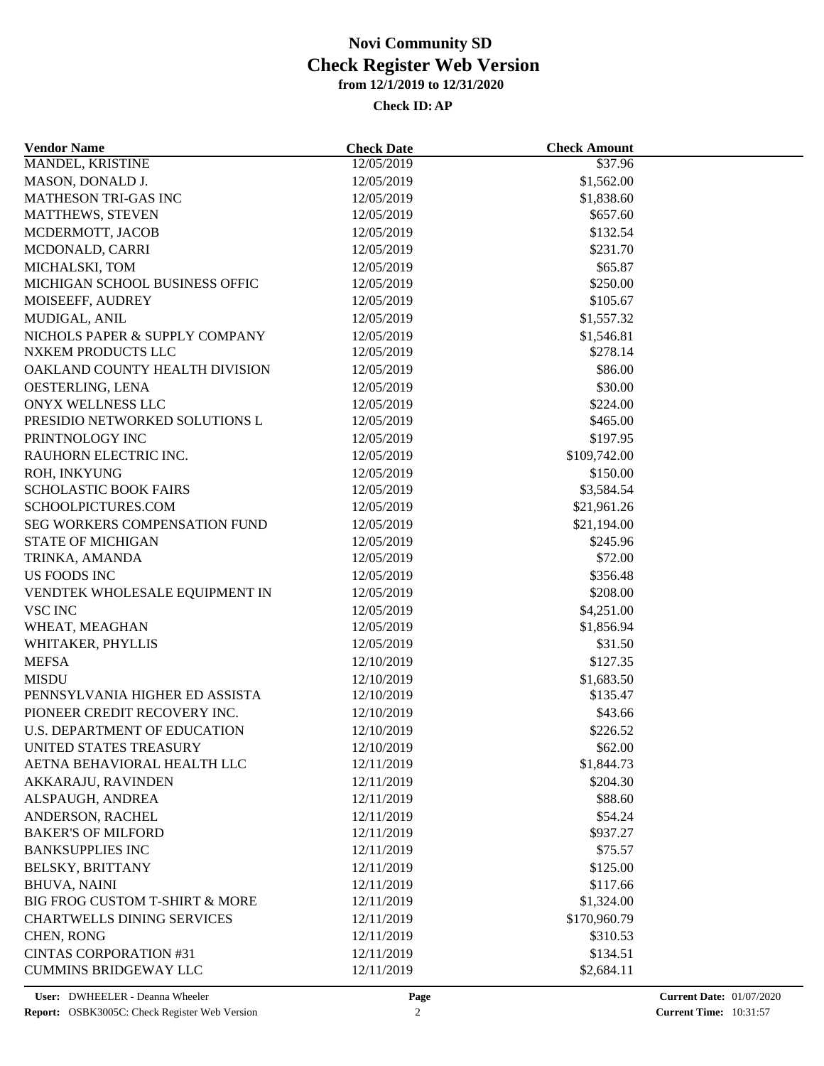# Novi Community SD
# Check Register Web Version
### from 12/1/2019 to 12/31/2020
#### Check ID: AP

| Vendor Name | Check Date | Check Amount |
|---|---|---|
| MANDEL, KRISTINE | 12/05/2019 | $37.96 |
| MASON, DONALD J. | 12/05/2019 | $1,562.00 |
| MATHESON TRI-GAS INC | 12/05/2019 | $1,838.60 |
| MATTHEWS, STEVEN | 12/05/2019 | $657.60 |
| MCDERMOTT, JACOB | 12/05/2019 | $132.54 |
| MCDONALD, CARRI | 12/05/2019 | $231.70 |
| MICHALSKI, TOM | 12/05/2019 | $65.87 |
| MICHIGAN SCHOOL BUSINESS OFFIC | 12/05/2019 | $250.00 |
| MOISEEFF, AUDREY | 12/05/2019 | $105.67 |
| MUDIGAL, ANIL | 12/05/2019 | $1,557.32 |
| NICHOLS PAPER & SUPPLY COMPANY | 12/05/2019 | $1,546.81 |
| NXKEM PRODUCTS LLC | 12/05/2019 | $278.14 |
| OAKLAND COUNTY HEALTH DIVISION | 12/05/2019 | $86.00 |
| OESTERLING, LENA | 12/05/2019 | $30.00 |
| ONYX WELLNESS LLC | 12/05/2019 | $224.00 |
| PRESIDIO NETWORKED SOLUTIONS L | 12/05/2019 | $465.00 |
| PRINTNOLOGY INC | 12/05/2019 | $197.95 |
| RAUHORN ELECTRIC INC. | 12/05/2019 | $109,742.00 |
| ROH, INKYUNG | 12/05/2019 | $150.00 |
| SCHOLASTIC BOOK FAIRS | 12/05/2019 | $3,584.54 |
| SCHOOLPICTURES.COM | 12/05/2019 | $21,961.26 |
| SEG WORKERS COMPENSATION FUND | 12/05/2019 | $21,194.00 |
| STATE OF MICHIGAN | 12/05/2019 | $245.96 |
| TRINKA, AMANDA | 12/05/2019 | $72.00 |
| US FOODS INC | 12/05/2019 | $356.48 |
| VENDTEK WHOLESALE EQUIPMENT IN | 12/05/2019 | $208.00 |
| VSC INC | 12/05/2019 | $4,251.00 |
| WHEAT, MEAGHAN | 12/05/2019 | $1,856.94 |
| WHITAKER, PHYLLIS | 12/05/2019 | $31.50 |
| MEFSA | 12/10/2019 | $127.35 |
| MISDU | 12/10/2019 | $1,683.50 |
| PENNSYLVANIA HIGHER ED ASSISTA | 12/10/2019 | $135.47 |
| PIONEER CREDIT RECOVERY INC. | 12/10/2019 | $43.66 |
| U.S. DEPARTMENT OF EDUCATION | 12/10/2019 | $226.52 |
| UNITED STATES TREASURY | 12/10/2019 | $62.00 |
| AETNA BEHAVIORAL HEALTH LLC | 12/11/2019 | $1,844.73 |
| AKKARAJU, RAVINDEN | 12/11/2019 | $204.30 |
| ALSPAUGH, ANDREA | 12/11/2019 | $88.60 |
| ANDERSON, RACHEL | 12/11/2019 | $54.24 |
| BAKER'S OF MILFORD | 12/11/2019 | $937.27 |
| BANKSUPPLIES INC | 12/11/2019 | $75.57 |
| BELSKY, BRITTANY | 12/11/2019 | $125.00 |
| BHUVA, NAINI | 12/11/2019 | $117.66 |
| BIG FROG CUSTOM T-SHIRT & MORE | 12/11/2019 | $1,324.00 |
| CHARTWELLS DINING SERVICES | 12/11/2019 | $170,960.79 |
| CHEN, RONG | 12/11/2019 | $310.53 |
| CINTAS CORPORATION #31 | 12/11/2019 | $134.51 |
| CUMMINS BRIDGEWAY LLC | 12/11/2019 | $2,684.11 |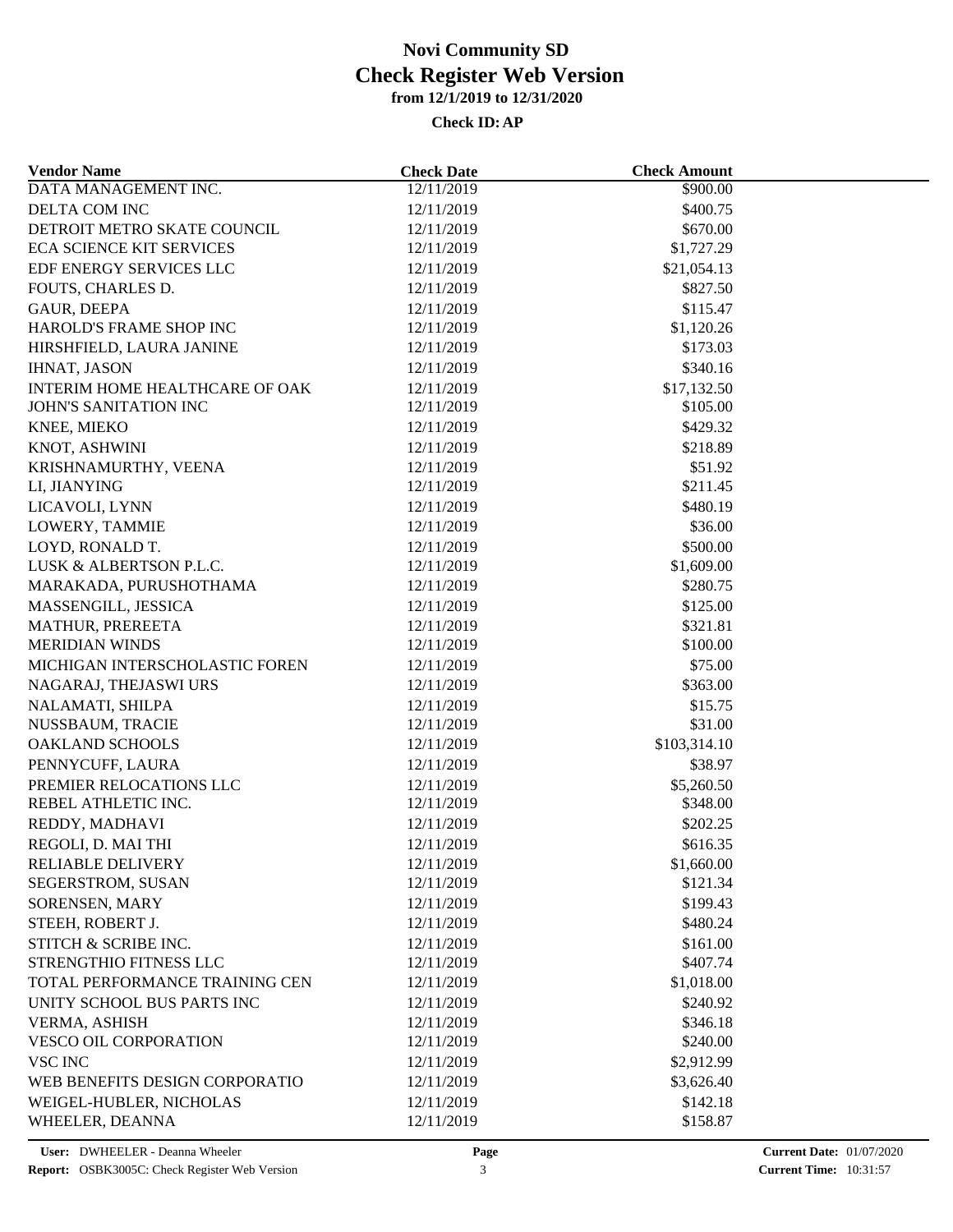# Novi Community SD
## Check Register Web Version
### from 12/1/2019 to 12/31/2020
#### Check ID: AP

| Vendor Name | Check Date | Check Amount |
|---|---|---|
| DATA MANAGEMENT INC. | 12/11/2019 | $900.00 |
| DELTA COM INC | 12/11/2019 | $400.75 |
| DETROIT METRO SKATE COUNCIL | 12/11/2019 | $670.00 |
| ECA SCIENCE KIT SERVICES | 12/11/2019 | $1,727.29 |
| EDF ENERGY SERVICES LLC | 12/11/2019 | $21,054.13 |
| FOUTS, CHARLES D. | 12/11/2019 | $827.50 |
| GAUR, DEEPA | 12/11/2019 | $115.47 |
| HAROLD'S FRAME SHOP INC | 12/11/2019 | $1,120.26 |
| HIRSHFIELD, LAURA JANINE | 12/11/2019 | $173.03 |
| IHNAT, JASON | 12/11/2019 | $340.16 |
| INTERIM HOME HEALTHCARE OF OAK | 12/11/2019 | $17,132.50 |
| JOHN'S SANITATION INC | 12/11/2019 | $105.00 |
| KNEE, MIEKO | 12/11/2019 | $429.32 |
| KNOT, ASHWINI | 12/11/2019 | $218.89 |
| KRISHNAMURTHY, VEENA | 12/11/2019 | $51.92 |
| LI, JIANYING | 12/11/2019 | $211.45 |
| LICAVOLI, LYNN | 12/11/2019 | $480.19 |
| LOWERY, TAMMIE | 12/11/2019 | $36.00 |
| LOYD, RONALD T. | 12/11/2019 | $500.00 |
| LUSK & ALBERTSON P.L.C. | 12/11/2019 | $1,609.00 |
| MARAKADA, PURUSHOTHAMA | 12/11/2019 | $280.75 |
| MASSENGILL, JESSICA | 12/11/2019 | $125.00 |
| MATHUR, PREREETA | 12/11/2019 | $321.81 |
| MERIDIAN WINDS | 12/11/2019 | $100.00 |
| MICHIGAN INTERSCHOLASTIC FOREN | 12/11/2019 | $75.00 |
| NAGARAJ, THEJASWI URS | 12/11/2019 | $363.00 |
| NALAMATI, SHILPA | 12/11/2019 | $15.75 |
| NUSSBAUM, TRACIE | 12/11/2019 | $31.00 |
| OAKLAND SCHOOLS | 12/11/2019 | $103,314.10 |
| PENNYCUFF, LAURA | 12/11/2019 | $38.97 |
| PREMIER RELOCATIONS LLC | 12/11/2019 | $5,260.50 |
| REBEL ATHLETIC INC. | 12/11/2019 | $348.00 |
| REDDY, MADHAVI | 12/11/2019 | $202.25 |
| REGOLI, D. MAI THI | 12/11/2019 | $616.35 |
| RELIABLE DELIVERY | 12/11/2019 | $1,660.00 |
| SEGERSTROM, SUSAN | 12/11/2019 | $121.34 |
| SORENSEN, MARY | 12/11/2019 | $199.43 |
| STEEH, ROBERT J. | 12/11/2019 | $480.24 |
| STITCH & SCRIBE INC. | 12/11/2019 | $161.00 |
| STRENGTHIO FITNESS LLC | 12/11/2019 | $407.74 |
| TOTAL PERFORMANCE TRAINING CEN | 12/11/2019 | $1,018.00 |
| UNITY SCHOOL BUS PARTS INC | 12/11/2019 | $240.92 |
| VERMA, ASHISH | 12/11/2019 | $346.18 |
| VESCO OIL CORPORATION | 12/11/2019 | $240.00 |
| VSC INC | 12/11/2019 | $2,912.99 |
| WEB BENEFITS DESIGN CORPORATIO | 12/11/2019 | $3,626.40 |
| WEIGEL-HUBLER, NICHOLAS | 12/11/2019 | $142.18 |
| WHEELER, DEANNA | 12/11/2019 | $158.87 |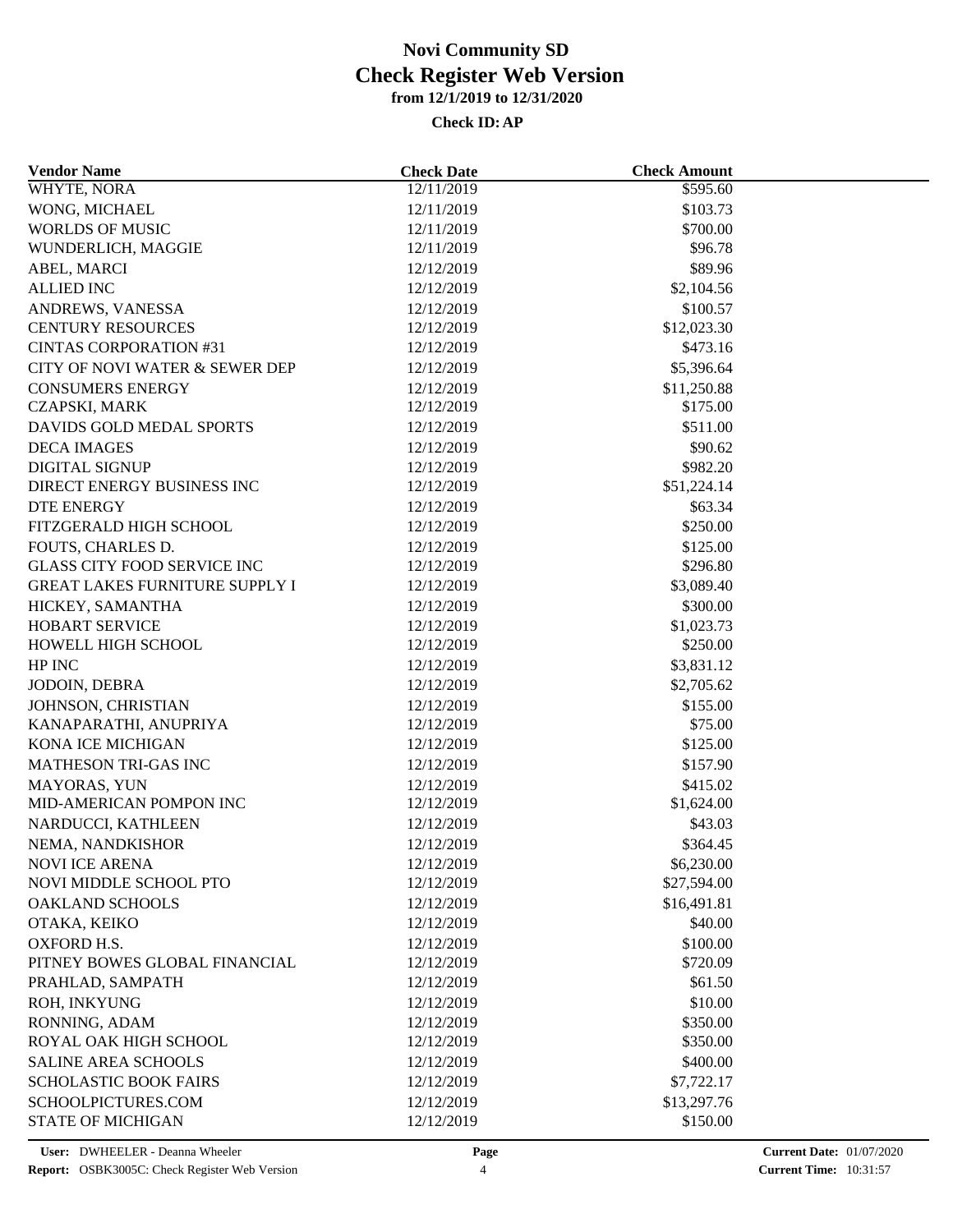# Novi Community SD
## Check Register Web Version
### from 12/1/2019 to 12/31/2020

**Check ID: AP**

| Vendor Name | Check Date | Check Amount |
|---|---|---|
| WHYTE, NORA | 12/11/2019 | $595.60 |
| WONG, MICHAEL | 12/11/2019 | $103.73 |
| WORLDS OF MUSIC | 12/11/2019 | $700.00 |
| WUNDERLICH, MAGGIE | 12/11/2019 | $96.78 |
| ABEL, MARCI | 12/12/2019 | $89.96 |
| ALLIED INC | 12/12/2019 | $2,104.56 |
| ANDREWS, VANESSA | 12/12/2019 | $100.57 |
| CENTURY RESOURCES | 12/12/2019 | $12,023.30 |
| CINTAS CORPORATION #31 | 12/12/2019 | $473.16 |
| CITY OF NOVI WATER & SEWER DEP | 12/12/2019 | $5,396.64 |
| CONSUMERS ENERGY | 12/12/2019 | $11,250.88 |
| CZAPSKI, MARK | 12/12/2019 | $175.00 |
| DAVIDS GOLD MEDAL SPORTS | 12/12/2019 | $511.00 |
| DECA IMAGES | 12/12/2019 | $90.62 |
| DIGITAL SIGNUP | 12/12/2019 | $982.20 |
| DIRECT ENERGY BUSINESS INC | 12/12/2019 | $51,224.14 |
| DTE ENERGY | 12/12/2019 | $63.34 |
| FITZGERALD HIGH SCHOOL | 12/12/2019 | $250.00 |
| FOUTS, CHARLES D. | 12/12/2019 | $125.00 |
| GLASS CITY FOOD SERVICE INC | 12/12/2019 | $296.80 |
| GREAT LAKES FURNITURE SUPPLY I | 12/12/2019 | $3,089.40 |
| HICKEY, SAMANTHA | 12/12/2019 | $300.00 |
| HOBART SERVICE | 12/12/2019 | $1,023.73 |
| HOWELL HIGH SCHOOL | 12/12/2019 | $250.00 |
| HP INC | 12/12/2019 | $3,831.12 |
| JODOIN, DEBRA | 12/12/2019 | $2,705.62 |
| JOHNSON, CHRISTIAN | 12/12/2019 | $155.00 |
| KANAPARATHI, ANUPRIYA | 12/12/2019 | $75.00 |
| KONA ICE MICHIGAN | 12/12/2019 | $125.00 |
| MATHESON TRI-GAS INC | 12/12/2019 | $157.90 |
| MAYORAS, YUN | 12/12/2019 | $415.02 |
| MID-AMERICAN POMPON INC | 12/12/2019 | $1,624.00 |
| NARDUCCI, KATHLEEN | 12/12/2019 | $43.03 |
| NEMA, NANDKISHOR | 12/12/2019 | $364.45 |
| NOVI ICE ARENA | 12/12/2019 | $6,230.00 |
| NOVI MIDDLE SCHOOL PTO | 12/12/2019 | $27,594.00 |
| OAKLAND SCHOOLS | 12/12/2019 | $16,491.81 |
| OTAKA, KEIKO | 12/12/2019 | $40.00 |
| OXFORD H.S. | 12/12/2019 | $100.00 |
| PITNEY BOWES GLOBAL FINANCIAL | 12/12/2019 | $720.09 |
| PRAHLAD, SAMPATH | 12/12/2019 | $61.50 |
| ROH, INKYUNG | 12/12/2019 | $10.00 |
| RONNING, ADAM | 12/12/2019 | $350.00 |
| ROYAL OAK HIGH SCHOOL | 12/12/2019 | $350.00 |
| SALINE AREA SCHOOLS | 12/12/2019 | $400.00 |
| SCHOLASTIC BOOK FAIRS | 12/12/2019 | $7,722.17 |
| SCHOOLPICTURES.COM | 12/12/2019 | $13,297.76 |
| STATE OF MICHIGAN | 12/12/2019 | $150.00 |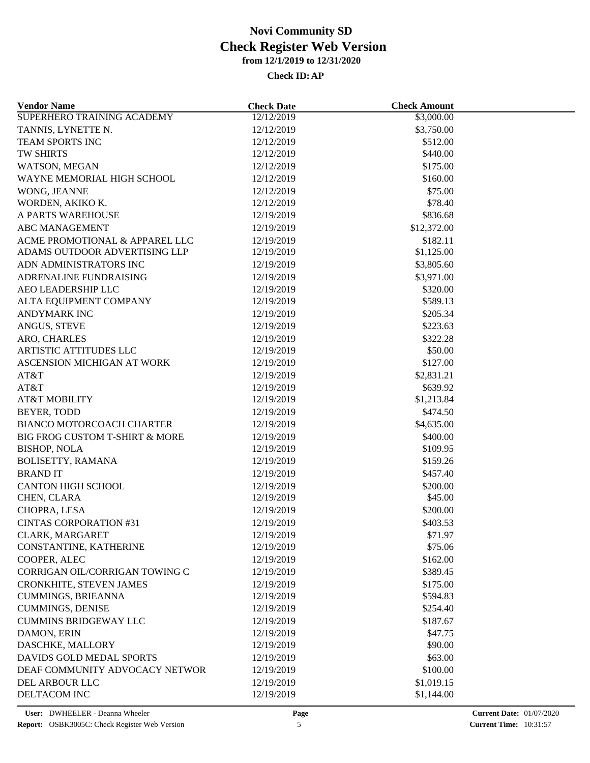# Novi Community SD
# Check Register Web Version
### from 12/1/2019 to 12/31/2020

**Check ID: AP**

| Vendor Name | Check Date | Check Amount |
|---|---|---|
| SUPERHERO TRAINING ACADEMY | 12/12/2019 | $3,000.00 |
| TANNIS, LYNETTE N. | 12/12/2019 | $3,750.00 |
| TEAM SPORTS INC | 12/12/2019 | $512.00 |
| TW SHIRTS | 12/12/2019 | $440.00 |
| WATSON, MEGAN | 12/12/2019 | $175.00 |
| WAYNE MEMORIAL HIGH SCHOOL | 12/12/2019 | $160.00 |
| WONG, JEANNE | 12/12/2019 | $75.00 |
| WORDEN, AKIKO K. | 12/12/2019 | $78.40 |
| A PARTS WAREHOUSE | 12/19/2019 | $836.68 |
| ABC MANAGEMENT | 12/19/2019 | $12,372.00 |
| ACME PROMOTIONAL & APPAREL LLC | 12/19/2019 | $182.11 |
| ADAMS OUTDOOR ADVERTISING LLP | 12/19/2019 | $1,125.00 |
| ADN ADMINISTRATORS INC | 12/19/2019 | $3,805.60 |
| ADRENALINE FUNDRAISING | 12/19/2019 | $3,971.00 |
| AEO LEADERSHIP LLC | 12/19/2019 | $320.00 |
| ALTA EQUIPMENT COMPANY | 12/19/2019 | $589.13 |
| ANDYMARK INC | 12/19/2019 | $205.34 |
| ANGUS, STEVE | 12/19/2019 | $223.63 |
| ARO, CHARLES | 12/19/2019 | $322.28 |
| ARTISTIC ATTITUDES LLC | 12/19/2019 | $50.00 |
| ASCENSION MICHIGAN AT WORK | 12/19/2019 | $127.00 |
| AT&T | 12/19/2019 | $2,831.21 |
| AT&T | 12/19/2019 | $639.92 |
| AT&T MOBILITY | 12/19/2019 | $1,213.84 |
| BEYER, TODD | 12/19/2019 | $474.50 |
| BIANCO MOTORCOACH CHARTER | 12/19/2019 | $4,635.00 |
| BIG FROG CUSTOM T-SHIRT & MORE | 12/19/2019 | $400.00 |
| BISHOP, NOLA | 12/19/2019 | $109.95 |
| BOLISETTY, RAMANA | 12/19/2019 | $159.26 |
| BRAND IT | 12/19/2019 | $457.40 |
| CANTON HIGH SCHOOL | 12/19/2019 | $200.00 |
| CHEN, CLARA | 12/19/2019 | $45.00 |
| CHOPRA, LESA | 12/19/2019 | $200.00 |
| CINTAS CORPORATION #31 | 12/19/2019 | $403.53 |
| CLARK, MARGARET | 12/19/2019 | $71.97 |
| CONSTANTINE, KATHERINE | 12/19/2019 | $75.06 |
| COOPER, ALEC | 12/19/2019 | $162.00 |
| CORRIGAN OIL/CORRIGAN TOWING C | 12/19/2019 | $389.45 |
| CRONKHITE, STEVEN JAMES | 12/19/2019 | $175.00 |
| CUMMINGS, BRIEANNA | 12/19/2019 | $594.83 |
| CUMMINGS, DENISE | 12/19/2019 | $254.40 |
| CUMMINS BRIDGEWAY LLC | 12/19/2019 | $187.67 |
| DAMON, ERIN | 12/19/2019 | $47.75 |
| DASCHKE, MALLORY | 12/19/2019 | $90.00 |
| DAVIDS GOLD MEDAL SPORTS | 12/19/2019 | $63.00 |
| DEAF COMMUNITY ADVOCACY NETWOR | 12/19/2019 | $100.00 |
| DEL ARBOUR LLC | 12/19/2019 | $1,019.15 |
| DELTACOM INC | 12/19/2019 | $1,144.00 |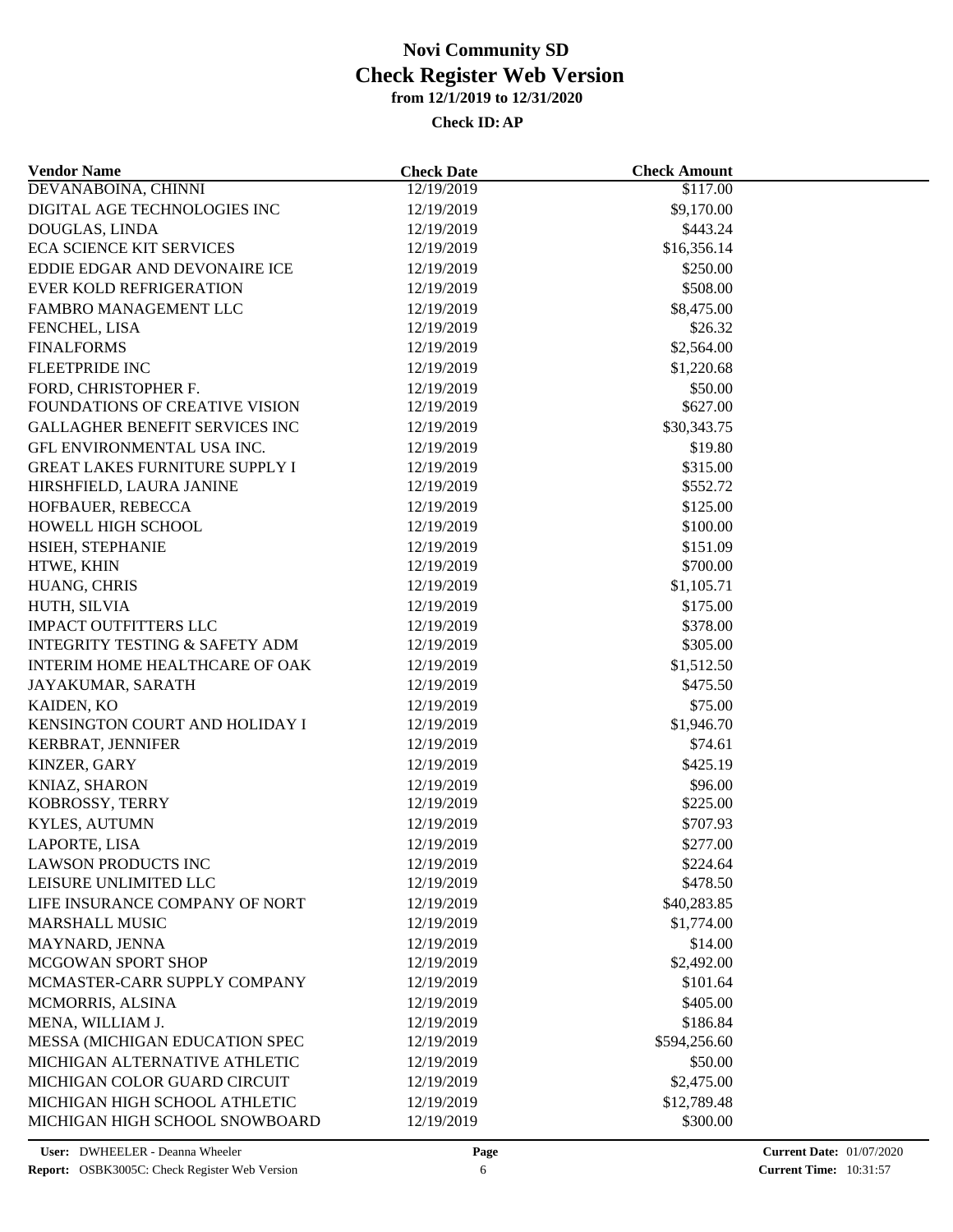# Novi Community SD
## Check Register Web Version
### from 12/1/2019 to 12/31/2020
#### Check ID: AP

| Vendor Name | Check Date | Check Amount |
|---|---|---|
| DEVANABOINA, CHINNI | 12/19/2019 | $117.00 |
| DIGITAL AGE TECHNOLOGIES INC | 12/19/2019 | $9,170.00 |
| DOUGLAS, LINDA | 12/19/2019 | $443.24 |
| ECA SCIENCE KIT SERVICES | 12/19/2019 | $16,356.14 |
| EDDIE EDGAR AND DEVONAIRE ICE | 12/19/2019 | $250.00 |
| EVER KOLD REFRIGERATION | 12/19/2019 | $508.00 |
| FAMBRO MANAGEMENT LLC | 12/19/2019 | $8,475.00 |
| FENCHEL, LISA | 12/19/2019 | $26.32 |
| FINALFORMS | 12/19/2019 | $2,564.00 |
| FLEETPRIDE INC | 12/19/2019 | $1,220.68 |
| FORD, CHRISTOPHER F. | 12/19/2019 | $50.00 |
| FOUNDATIONS OF CREATIVE VISION | 12/19/2019 | $627.00 |
| GALLAGHER BENEFIT SERVICES INC | 12/19/2019 | $30,343.75 |
| GFL ENVIRONMENTAL USA INC. | 12/19/2019 | $19.80 |
| GREAT LAKES FURNITURE SUPPLY I | 12/19/2019 | $315.00 |
| HIRSHFIELD, LAURA JANINE | 12/19/2019 | $552.72 |
| HOFBAUER, REBECCA | 12/19/2019 | $125.00 |
| HOWELL HIGH SCHOOL | 12/19/2019 | $100.00 |
| HSIEH, STEPHANIE | 12/19/2019 | $151.09 |
| HTWE, KHIN | 12/19/2019 | $700.00 |
| HUANG, CHRIS | 12/19/2019 | $1,105.71 |
| HUTH, SILVIA | 12/19/2019 | $175.00 |
| IMPACT OUTFITTERS LLC | 12/19/2019 | $378.00 |
| INTEGRITY TESTING & SAFETY ADM | 12/19/2019 | $305.00 |
| INTERIM HOME HEALTHCARE OF OAK | 12/19/2019 | $1,512.50 |
| JAYAKUMAR, SARATH | 12/19/2019 | $475.50 |
| KAIDEN, KO | 12/19/2019 | $75.00 |
| KENSINGTON COURT AND HOLIDAY I | 12/19/2019 | $1,946.70 |
| KERBRAT, JENNIFER | 12/19/2019 | $74.61 |
| KINZER, GARY | 12/19/2019 | $425.19 |
| KNIAZ, SHARON | 12/19/2019 | $96.00 |
| KOBROSSY, TERRY | 12/19/2019 | $225.00 |
| KYLES, AUTUMN | 12/19/2019 | $707.93 |
| LAPORTE, LISA | 12/19/2019 | $277.00 |
| LAWSON PRODUCTS INC | 12/19/2019 | $224.64 |
| LEISURE UNLIMITED LLC | 12/19/2019 | $478.50 |
| LIFE INSURANCE COMPANY OF NORT | 12/19/2019 | $40,283.85 |
| MARSHALL MUSIC | 12/19/2019 | $1,774.00 |
| MAYNARD, JENNA | 12/19/2019 | $14.00 |
| MCGOWAN SPORT SHOP | 12/19/2019 | $2,492.00 |
| MCMASTER-CARR SUPPLY COMPANY | 12/19/2019 | $101.64 |
| MCMORRIS, ALSINA | 12/19/2019 | $405.00 |
| MENA, WILLIAM J. | 12/19/2019 | $186.84 |
| MESSA (MICHIGAN EDUCATION SPEC | 12/19/2019 | $594,256.60 |
| MICHIGAN ALTERNATIVE ATHLETIC | 12/19/2019 | $50.00 |
| MICHIGAN COLOR GUARD CIRCUIT | 12/19/2019 | $2,475.00 |
| MICHIGAN HIGH SCHOOL ATHLETIC | 12/19/2019 | $12,789.48 |
| MICHIGAN HIGH SCHOOL SNOWBOARD | 12/19/2019 | $300.00 |

User: DWHEELER - Deanna Wheeler
Report: OSBK3005C: Check Register Web Version
Current Date: 01/07/2020
Current Time: 10:31:57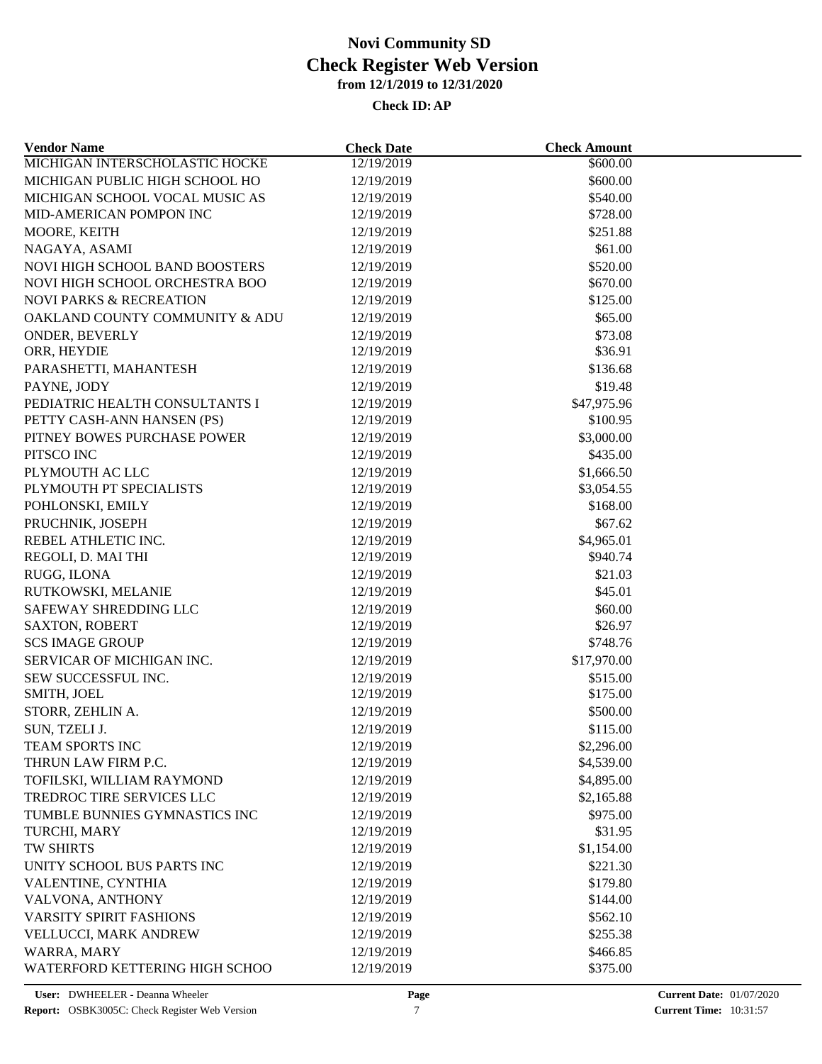# Novi Community SD
# Check Register Web Version
### from 12/1/2019 to 12/31/2020

**Check ID: AP**

| Vendor Name | Check Date | Check Amount |
|---|---|---|
| MICHIGAN INTERSCHOLASTIC HOCKE | 12/19/2019 | $600.00 |
| MICHIGAN PUBLIC HIGH SCHOOL HO | 12/19/2019 | $600.00 |
| MICHIGAN SCHOOL VOCAL MUSIC AS | 12/19/2019 | $540.00 |
| MID-AMERICAN POMPON INC | 12/19/2019 | $728.00 |
| MOORE, KEITH | 12/19/2019 | $251.88 |
| NAGAYA, ASAMI | 12/19/2019 | $61.00 |
| NOVI HIGH SCHOOL BAND BOOSTERS | 12/19/2019 | $520.00 |
| NOVI HIGH SCHOOL ORCHESTRA BOO | 12/19/2019 | $670.00 |
| NOVI PARKS & RECREATION | 12/19/2019 | $125.00 |
| OAKLAND COUNTY COMMUNITY & ADU | 12/19/2019 | $65.00 |
| ONDER, BEVERLY | 12/19/2019 | $73.08 |
| ORR, HEYDIE | 12/19/2019 | $36.91 |
| PARASHETTI, MAHANTESH | 12/19/2019 | $136.68 |
| PAYNE, JODY | 12/19/2019 | $19.48 |
| PEDIATRIC HEALTH CONSULTANTS I | 12/19/2019 | $47,975.96 |
| PETTY CASH-ANN HANSEN (PS) | 12/19/2019 | $100.95 |
| PITNEY BOWES PURCHASE POWER | 12/19/2019 | $3,000.00 |
| PITSCO INC | 12/19/2019 | $435.00 |
| PLYMOUTH AC LLC | 12/19/2019 | $1,666.50 |
| PLYMOUTH PT SPECIALISTS | 12/19/2019 | $3,054.55 |
| POHLONSKI, EMILY | 12/19/2019 | $168.00 |
| PRUCHNIK, JOSEPH | 12/19/2019 | $67.62 |
| REBEL ATHLETIC INC. | 12/19/2019 | $4,965.01 |
| REGOLI, D. MAI THI | 12/19/2019 | $940.74 |
| RUGG, ILONA | 12/19/2019 | $21.03 |
| RUTKOWSKI, MELANIE | 12/19/2019 | $45.01 |
| SAFEWAY SHREDDING LLC | 12/19/2019 | $60.00 |
| SAXTON, ROBERT | 12/19/2019 | $26.97 |
| SCS IMAGE GROUP | 12/19/2019 | $748.76 |
| SERVICAR OF MICHIGAN INC. | 12/19/2019 | $17,970.00 |
| SEW SUCCESSFUL INC. | 12/19/2019 | $515.00 |
| SMITH, JOEL | 12/19/2019 | $175.00 |
| STORR, ZEHLIN A. | 12/19/2019 | $500.00 |
| SUN, TZELI J. | 12/19/2019 | $115.00 |
| TEAM SPORTS INC | 12/19/2019 | $2,296.00 |
| THRUN LAW FIRM P.C. | 12/19/2019 | $4,539.00 |
| TOFILSKI, WILLIAM RAYMOND | 12/19/2019 | $4,895.00 |
| TREDROC TIRE SERVICES LLC | 12/19/2019 | $2,165.88 |
| TUMBLE BUNNIES GYMNASTICS INC | 12/19/2019 | $975.00 |
| TURCHI, MARY | 12/19/2019 | $31.95 |
| TW SHIRTS | 12/19/2019 | $1,154.00 |
| UNITY SCHOOL BUS PARTS INC | 12/19/2019 | $221.30 |
| VALENTINE, CYNTHIA | 12/19/2019 | $179.80 |
| VALVONA, ANTHONY | 12/19/2019 | $144.00 |
| VARSITY SPIRIT FASHIONS | 12/19/2019 | $562.10 |
| VELLUCCI, MARK ANDREW | 12/19/2019 | $255.38 |
| WARRA, MARY | 12/19/2019 | $466.85 |
| WATERFORD KETTERING HIGH SCHOO | 12/19/2019 | $375.00 |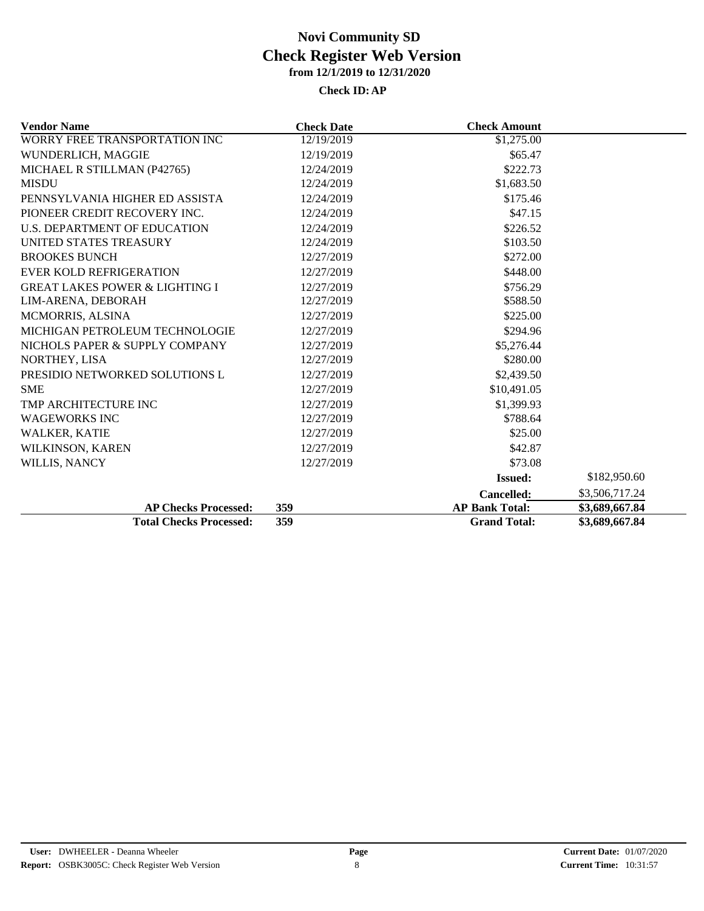# Novi Community SD
## Check Register Web Version
### from 12/1/2019 to 12/31/2020

**Check ID: AP**

| Vendor Name | Check Date | Check Amount | |
|---|---|---|---|
| WORRY FREE TRANSPORTATION INC | 12/19/2019 | $1,275.00 | |
| WUNDERLICH, MAGGIE | 12/19/2019 | $65.47 | |
| MICHAEL R STILLMAN (P42765) | 12/24/2019 | $222.73 | |
| MISDU | 12/24/2019 | $1,683.50 | |
| PENNSYLVANIA HIGHER ED ASSISTA | 12/24/2019 | $175.46 | |
| PIONEER CREDIT RECOVERY INC. | 12/24/2019 | $47.15 | |
| U.S. DEPARTMENT OF EDUCATION | 12/24/2019 | $226.52 | |
| UNITED STATES TREASURY | 12/24/2019 | $103.50 | |
| BROOKES BUNCH | 12/27/2019 | $272.00 | |
| EVER KOLD REFRIGERATION | 12/27/2019 | $448.00 | |
| GREAT LAKES POWER & LIGHTING I | 12/27/2019 | $756.29 | |
| LIM-ARENA, DEBORAH | 12/27/2019 | $588.50 | |
| MCMORRIS, ALSINA | 12/27/2019 | $225.00 | |
| MICHIGAN PETROLEUM TECHNOLOGIE | 12/27/2019 | $294.96 | |
| NICHOLS PAPER & SUPPLY COMPANY | 12/27/2019 | $5,276.44 | |
| NORTHEY, LISA | 12/27/2019 | $280.00 | |
| PRESIDIO NETWORKED SOLUTIONS L | 12/27/2019 | $2,439.50 | |
| SME | 12/27/2019 | $10,491.05 | |
| TMP ARCHITECTURE INC | 12/27/2019 | $1,399.93 | |
| WAGEWORKS INC | 12/27/2019 | $788.64 | |
| WALKER, KATIE | 12/27/2019 | $25.00 | |
| WILKINSON, KAREN | 12/27/2019 | $42.87 | |
| WILLIS, NANCY | 12/27/2019 | $73.08 | |
| | | **Issued:** | $182,950.60 |
| | | **Cancelled:** | $3,506,717.24 |
| **AP Checks Processed:** | **359** | **AP Bank Total:** | **$3,689,667.84** |
| **Total Checks Processed:** | **359** | **Grand Total:** | **$3,689,667.84** |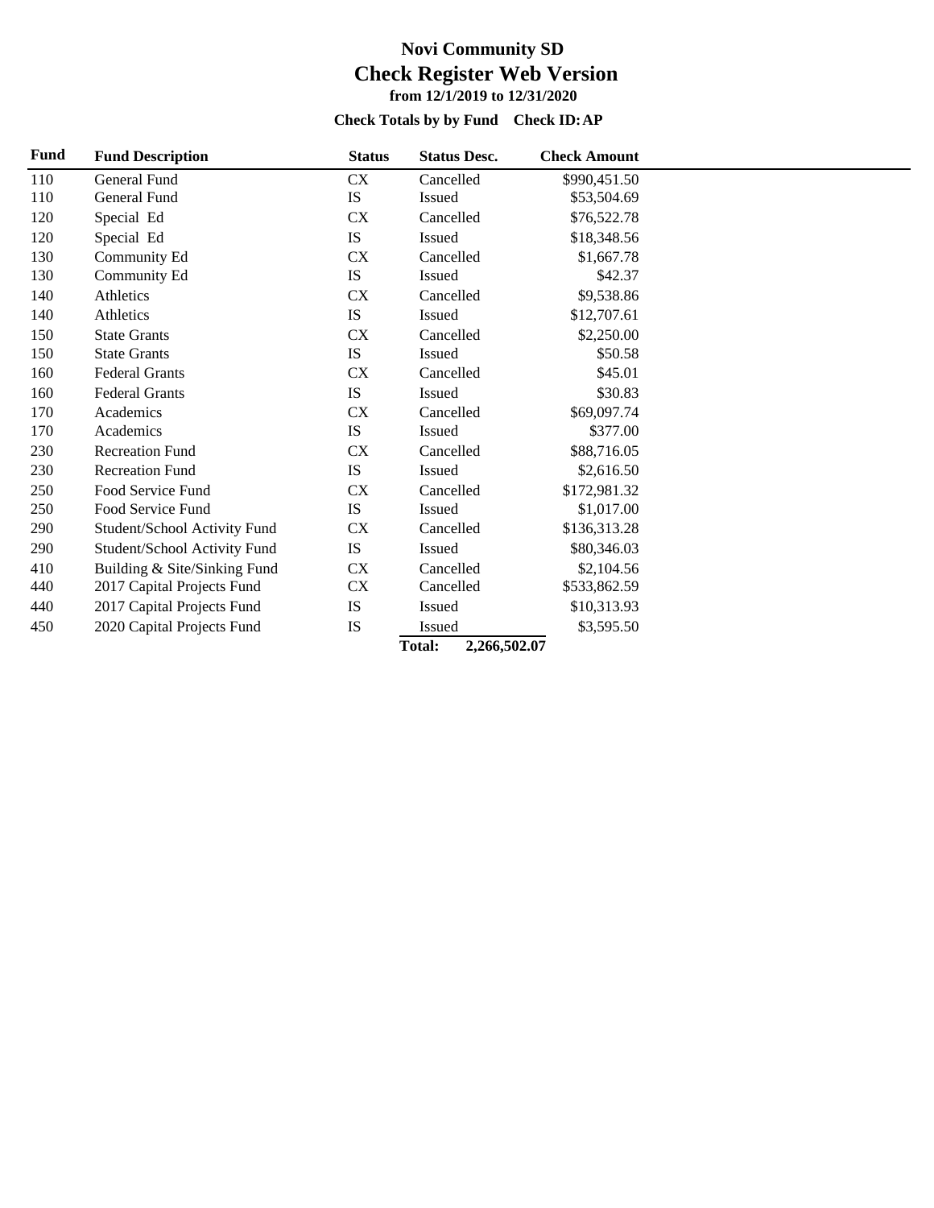# Novi Community SD

## Check Register Web Version

**from 12/1/2019 to 12/31/2020**

**Check Totals by by Fund    Check ID: AP**

| Fund | Fund Description | Status | Status Desc. | Check Amount |
|---|---|---|---|---|
| 110 | General Fund | CX | Cancelled | $990,451.50 |
| 110 | General Fund | IS | Issued | $53,504.69 |
| 120 | Special  Ed | CX | Cancelled | $76,522.78 |
| 120 | Special  Ed | IS | Issued | $18,348.56 |
| 130 | Community Ed | CX | Cancelled | $1,667.78 |
| 130 | Community Ed | IS | Issued | $42.37 |
| 140 | Athletics | CX | Cancelled | $9,538.86 |
| 140 | Athletics | IS | Issued | $12,707.61 |
| 150 | State Grants | CX | Cancelled | $2,250.00 |
| 150 | State Grants | IS | Issued | $50.58 |
| 160 | Federal Grants | CX | Cancelled | $45.01 |
| 160 | Federal Grants | IS | Issued | $30.83 |
| 170 | Academics | CX | Cancelled | $69,097.74 |
| 170 | Academics | IS | Issued | $377.00 |
| 230 | Recreation Fund | CX | Cancelled | $88,716.05 |
| 230 | Recreation Fund | IS | Issued | $2,616.50 |
| 250 | Food Service Fund | CX | Cancelled | $172,981.32 |
| 250 | Food Service Fund | IS | Issued | $1,017.00 |
| 290 | Student/School Activity Fund | CX | Cancelled | $136,313.28 |
| 290 | Student/School Activity Fund | IS | Issued | $80,346.03 |
| 410 | Building & Site/Sinking Fund | CX | Cancelled | $2,104.56 |
| 440 | 2017 Capital Projects Fund | CX | Cancelled | $533,862.59 |
| 440 | 2017 Capital Projects Fund | IS | Issued | $10,313.93 |
| 450 | 2020 Capital Projects Fund | IS | Issued | $3,595.50 |
| | | | **Total:** | **2,266,502.07** |